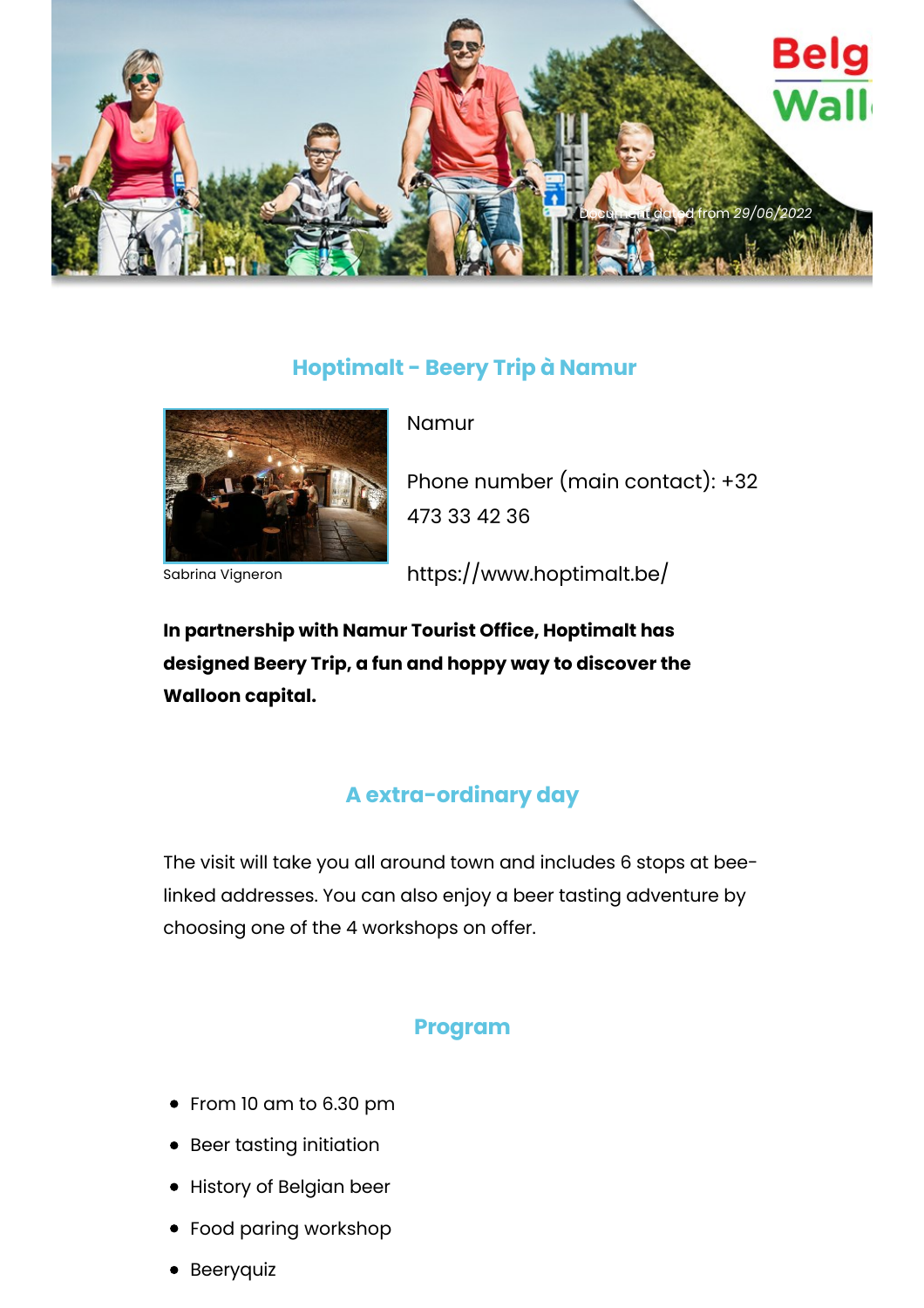Document dated from 29/06/2022

## Hoptimalt - Beery Trip à Namur

Sabrina Vigneron

Namur

Phone number (main contact): +32 473 33 42 36

https://www.hoptimalt.be/

**In partnership with Namur Tourist Office, Hoptimalt has designed Beery Trip, a fun and hoppy way to discover the Walloon capital.**

## A extra-ordinary day

The visit will take you all around town and includes 6 stops at bee-linked addresses. You can also enjoy a beer tasting adventure by choosing one of the 4 workshops on offer.

## Program

- From 10 am to 6.30 pm
- Beer tasting initiation
- History of Belgian beer
- Food paring workshop
- Beeryquiz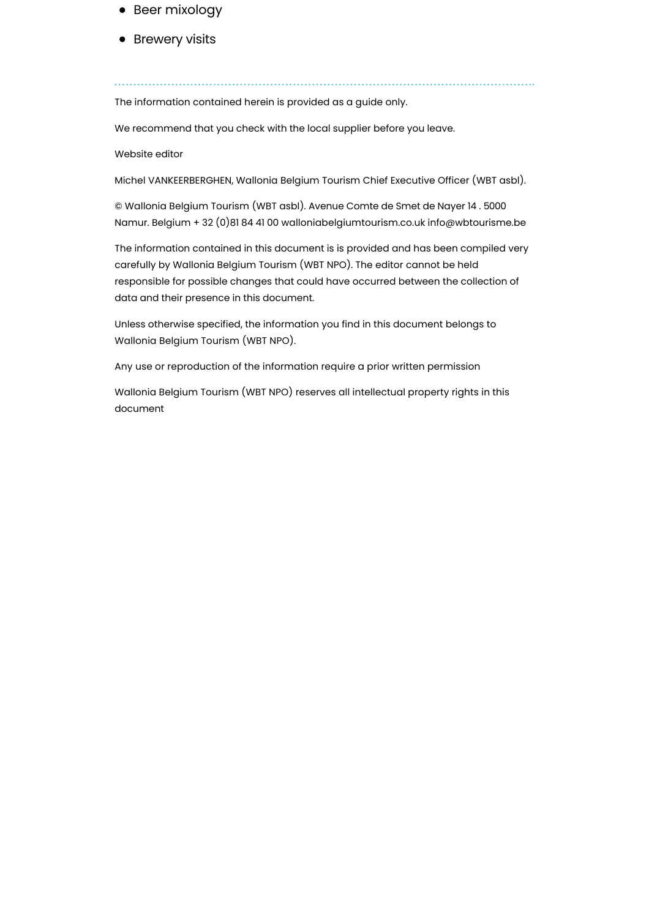- Beer mixology
- Brewery visits

---

The information contained herein is provided as a guide only.

We recommend that you check with the local supplier before you leave.

Website editor

Michel VANKEERBERGHEN, Wallonia Belgium Tourism Chief Executive Officer (WBT asbl).

© Wallonia Belgium Tourism (WBT asbl). Avenue Comte de Smet de Nayer 14 . 5000 Namur. Belgium + 32 (0)81 84 41 00 walloniabelgiumtourism.co.uk info@wbtourisme.be

The information contained in this document is is provided and has been compiled very carefully by Wallonia Belgium Tourism (WBT NPO). The editor cannot be held responsible for possible changes that could have occurred between the collection of data and their presence in this document.

Unless otherwise specified, the information you find in this document belongs to Wallonia Belgium Tourism (WBT NPO).

Any use or reproduction of the information require a prior written permission

Wallonia Belgium Tourism (WBT NPO) reserves all intellectual property rights in this document